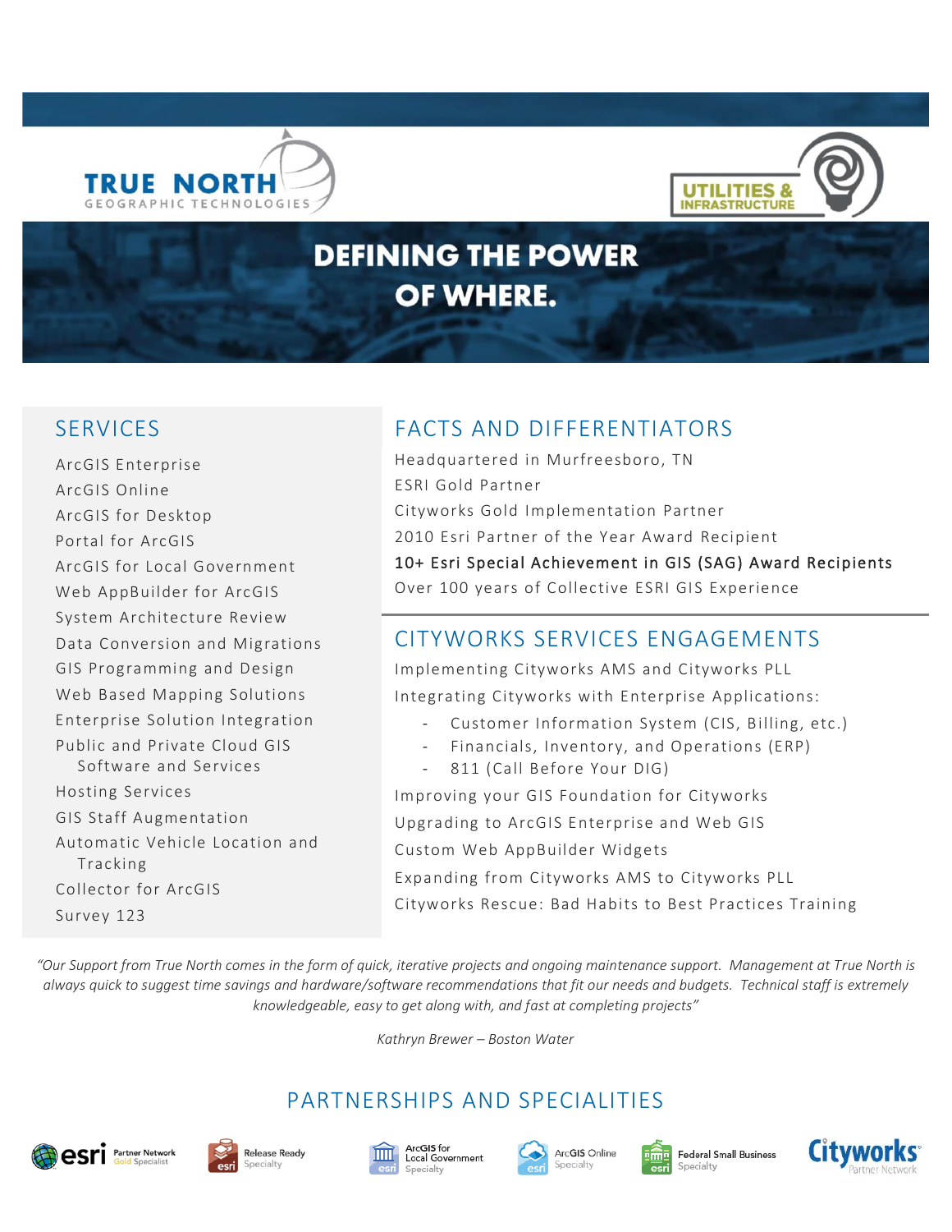TRUE NORTH
GEOGRAPHIC TECHNOLOGIES

UTILITIES & INFRASTRUCTURE

# DEFINING THE POWER OF WHERE.

## SERVICES

- ArcGIS Enterprise
- ArcGIS Online
- ArcGIS for Desktop
- Portal for ArcGIS
- ArcGIS for Local Government
- Web AppBuilder for ArcGIS
- System Architecture Review
- Data Conversion and Migrations
- GIS Programming and Design
- Web Based Mapping Solutions
- Enterprise Solution Integration
- Public and Private Cloud GIS Software and Services
- Hosting Services
- GIS Staff Augmentation
- Automatic Vehicle Location and Tracking
- Collector for ArcGIS
- Survey 123

## FACTS AND DIFFERENTIATORS

- Headquartered in Murfreesboro, TN
- ESRI Gold Partner
- Cityworks Gold Implementation Partner
- 2010 Esri Partner of the Year Award Recipient
- 10+ Esri Special Achievement in GIS (SAG) Award Recipients
- Over 100 years of Collective ESRI GIS Experience

## CITYWORKS SERVICES ENGAGEMENTS

- Implementing Cityworks AMS and Cityworks PLL
- Integrating Cityworks with Enterprise Applications:
  - Customer Information System (CIS, Billing, etc.)
  - Financials, Inventory, and Operations (ERP)
  - 811 (Call Before Your DIG)
- Improving your GIS Foundation for Cityworks
- Upgrading to ArcGIS Enterprise and Web GIS
- Custom Web AppBuilder Widgets
- Expanding from Cityworks AMS to Cityworks PLL
- Cityworks Rescue: Bad Habits to Best Practices Training

*"Our Support from True North comes in the form of quick, iterative projects and ongoing maintenance support. Management at True North is always quick to suggest time savings and hardware/software recommendations that fit our needs and budgets. Technical staff is extremely knowledgeable, easy to get along with, and fast at completing projects"*

*Kathryn Brewer – Boston Water*

## PARTNERSHIPS AND SPECIALITIES

esri Partner Network Gold Specialist | Release Ready Specialty | ArcGIS for Local Government Specialty | ArcGIS Online Specialty | Federal Small Business Specialty | Cityworks Partner Network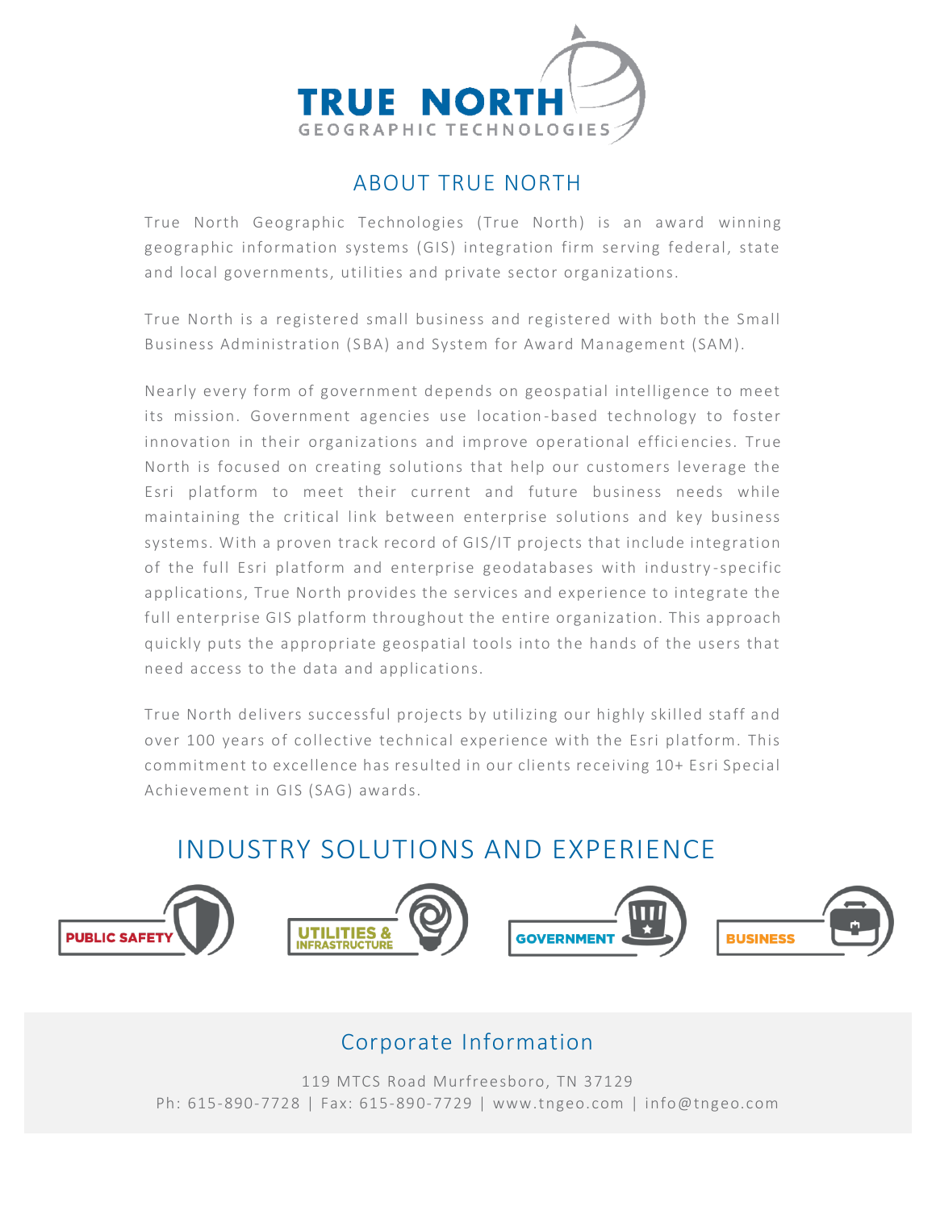TRUE NORTH
GEOGRAPHIC TECHNOLOGIES

## ABOUT TRUE NORTH

True North Geographic Technologies (True North) is an award winning geographic information systems (GIS) integration firm serving federal, state and local governments, utilities and private sector organizations.

True North is a registered small business and registered with both the Small Business Administration (SBA) and System for Award Management (SAM).

Nearly every form of government depends on geospatial intelligence to meet its mission. Government agencies use location-based technology to foster innovation in their organizations and improve operational efficiencies. True North is focused on creating solutions that help our customers leverage the Esri platform to meet their current and future business needs while maintaining the critical link between enterprise solutions and key business systems. With a proven track record of GIS/IT projects that include integration of the full Esri platform and enterprise geodatabases with industry-specific applications, True North provides the services and experience to integrate the full enterprise GIS platform throughout the entire organization. This approach quickly puts the appropriate geospatial tools into the hands of the users that need access to the data and applications.

True North delivers successful projects by utilizing our highly skilled staff and over 100 years of collective technical experience with the Esri platform. This commitment to excellence has resulted in our clients receiving 10+ Esri Special Achievement in GIS (SAG) awards.

## INDUSTRY SOLUTIONS AND EXPERIENCE

PUBLIC SAFETY

UTILITIES & INFRASTRUCTURE

GOVERNMENT

BUSINESS

## Corporate Information

119 MTCS Road Murfreesboro, TN 37129
Ph: 615-890-7728 | Fax: 615-890-7729 | www.tngeo.com | info@tngeo.com